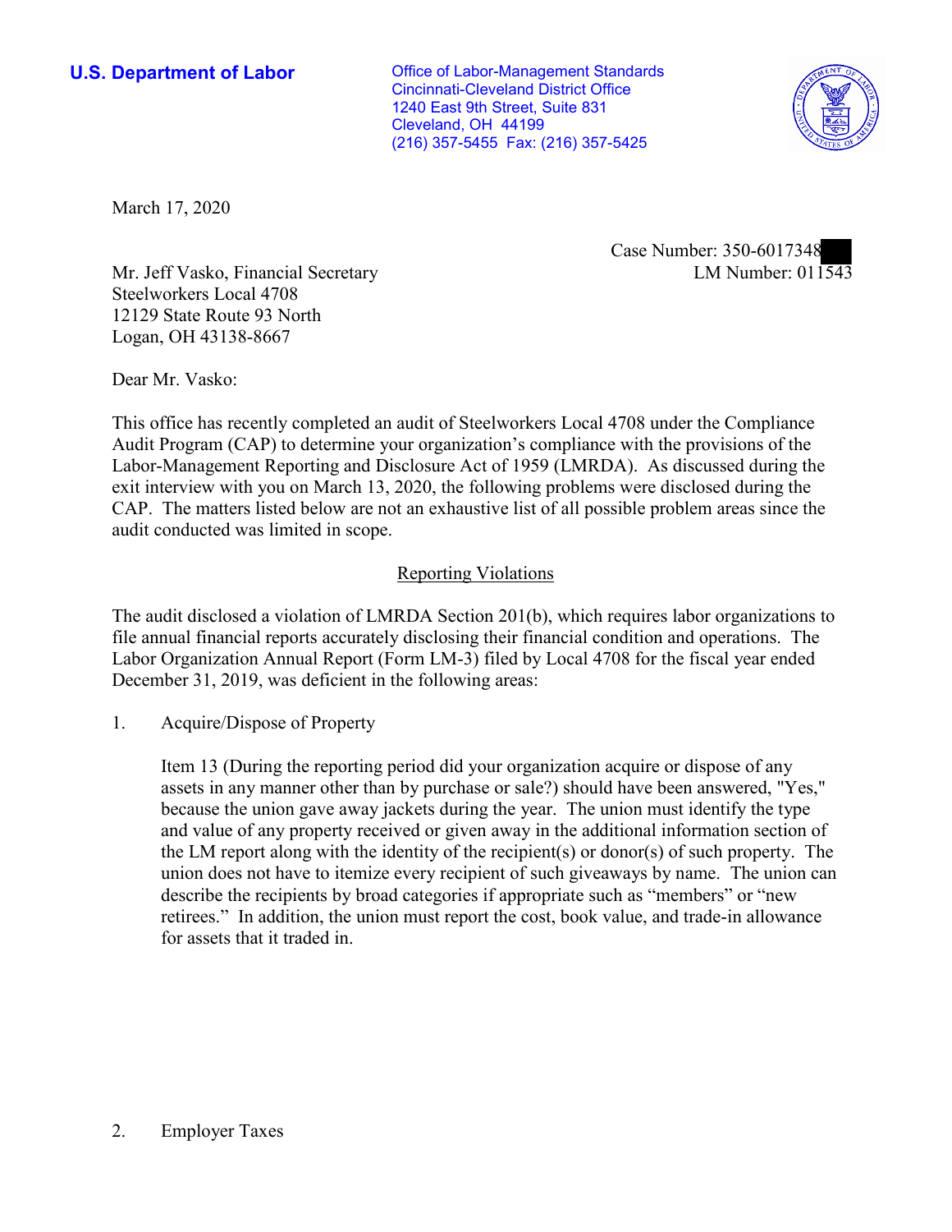**U.S. Department of Labor**

Office of Labor-Management Standards
Cincinnati-Cleveland District Office
1240 East 9th Street, Suite 831
Cleveland, OH 44199
(216) 357-5455 Fax: (216) 357-5425

March 17, 2020

Case Number: 350-6017348
LM Number: 011543

Mr. Jeff Vasko, Financial Secretary
Steelworkers Local 4708
12129 State Route 93 North
Logan, OH 43138-8667

Dear Mr. Vasko:

This office has recently completed an audit of Steelworkers Local 4708 under the Compliance Audit Program (CAP) to determine your organization's compliance with the provisions of the Labor-Management Reporting and Disclosure Act of 1959 (LMRDA). As discussed during the exit interview with you on March 13, 2020, the following problems were disclosed during the CAP. The matters listed below are not an exhaustive list of all possible problem areas since the audit conducted was limited in scope.

## Reporting Violations

The audit disclosed a violation of LMRDA Section 201(b), which requires labor organizations to file annual financial reports accurately disclosing their financial condition and operations. The Labor Organization Annual Report (Form LM-3) filed by Local 4708 for the fiscal year ended December 31, 2019, was deficient in the following areas:

1. Acquire/Dispose of Property

   Item 13 (During the reporting period did your organization acquire or dispose of any assets in any manner other than by purchase or sale?) should have been answered, "Yes," because the union gave away jackets during the year. The union must identify the type and value of any property received or given away in the additional information section of the LM report along with the identity of the recipient(s) or donor(s) of such property. The union does not have to itemize every recipient of such giveaways by name. The union can describe the recipients by broad categories if appropriate such as "members" or "new retirees." In addition, the union must report the cost, book value, and trade-in allowance for assets that it traded in.

2. Employer Taxes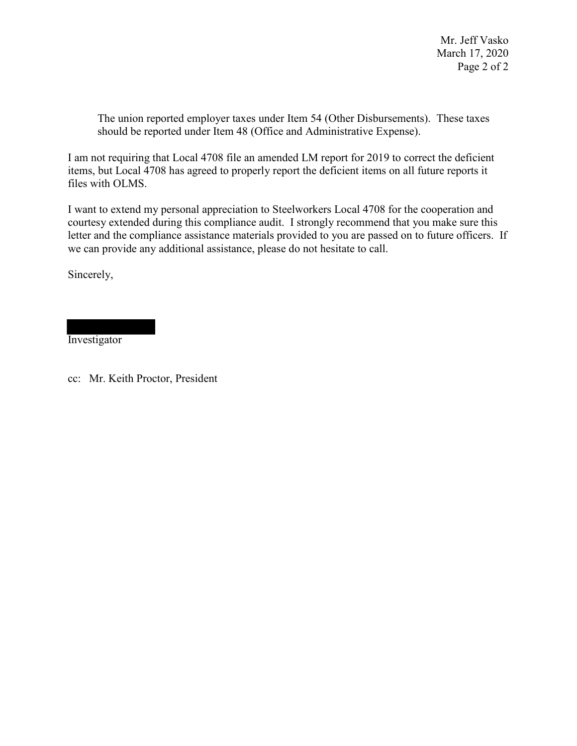The union reported employer taxes under Item 54 (Other Disbursements). These taxes should be reported under Item 48 (Office and Administrative Expense).

I am not requiring that Local 4708 file an amended LM report for 2019 to correct the deficient items, but Local 4708 has agreed to properly report the deficient items on all future reports it files with OLMS.

I want to extend my personal appreciation to Steelworkers Local 4708 for the cooperation and courtesy extended during this compliance audit. I strongly recommend that you make sure this letter and the compliance assistance materials provided to you are passed on to future officers. If we can provide any additional assistance, please do not hesitate to call.

Sincerely,

Investigator

cc: Mr. Keith Proctor, President